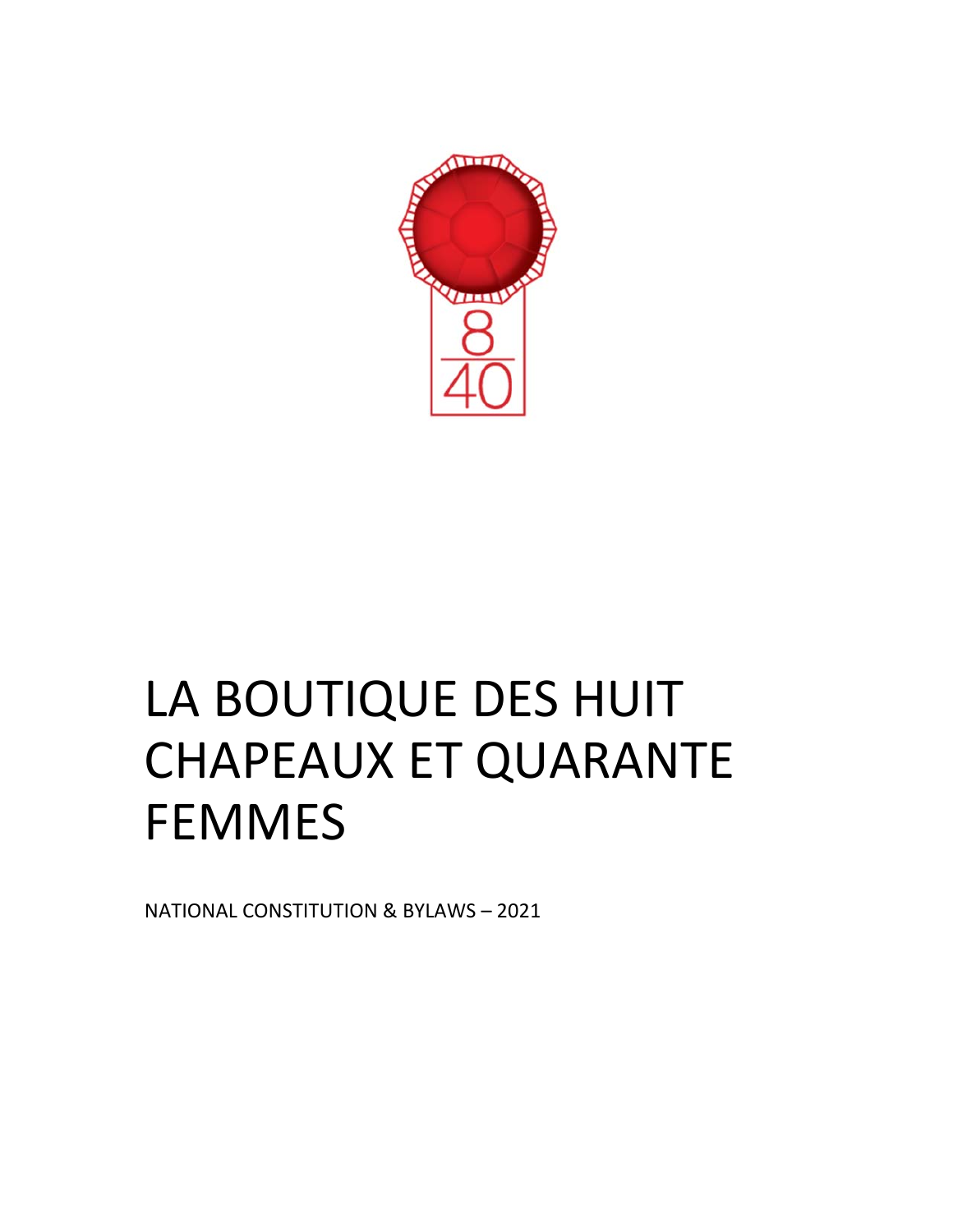# LA BOUTIQUE DES HUIT CHAPEAUX ET QUARANTE FEMMES

NATIONAL CONSTITUTION & BYLAWS – 2021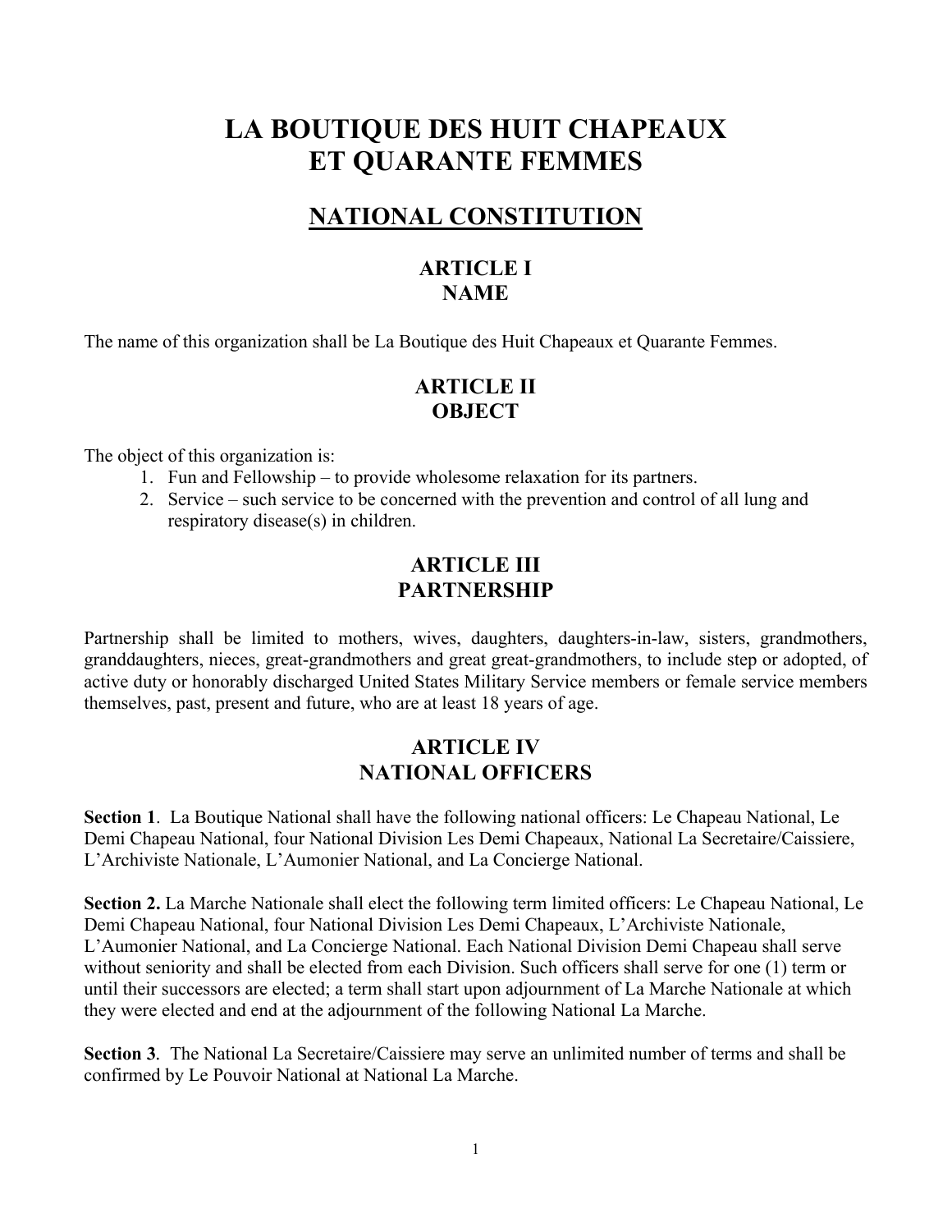# LA BOUTIQUE DES HUIT CHAPEAUX ET QUARANTE FEMMES

## NATIONAL CONSTITUTION

### ARTICLE I
### NAME

The name of this organization shall be La Boutique des Huit Chapeaux et Quarante Femmes.

### ARTICLE II
### OBJECT

The object of this organization is:

1. Fun and Fellowship – to provide wholesome relaxation for its partners.
2. Service – such service to be concerned with the prevention and control of all lung and respiratory disease(s) in children.

### ARTICLE III
### PARTNERSHIP

Partnership shall be limited to mothers, wives, daughters, daughters-in-law, sisters, grandmothers, granddaughters, nieces, great-grandmothers and great great-grandmothers, to include step or adopted, of active duty or honorably discharged United States Military Service members or female service members themselves, past, present and future, who are at least 18 years of age.

### ARTICLE IV
### NATIONAL OFFICERS

**Section 1**. La Boutique National shall have the following national officers: Le Chapeau National, Le Demi Chapeau National, four National Division Les Demi Chapeaux, National La Secretaire/Caissiere, L'Archiviste Nationale, L'Aumonier National, and La Concierge National.

**Section 2.** La Marche Nationale shall elect the following term limited officers: Le Chapeau National, Le Demi Chapeau National, four National Division Les Demi Chapeaux, L'Archiviste Nationale, L'Aumonier National, and La Concierge National. Each National Division Demi Chapeau shall serve without seniority and shall be elected from each Division. Such officers shall serve for one (1) term or until their successors are elected; a term shall start upon adjournment of La Marche Nationale at which they were elected and end at the adjournment of the following National La Marche.

**Section 3**. The National La Secretaire/Caissiere may serve an unlimited number of terms and shall be confirmed by Le Pouvoir National at National La Marche.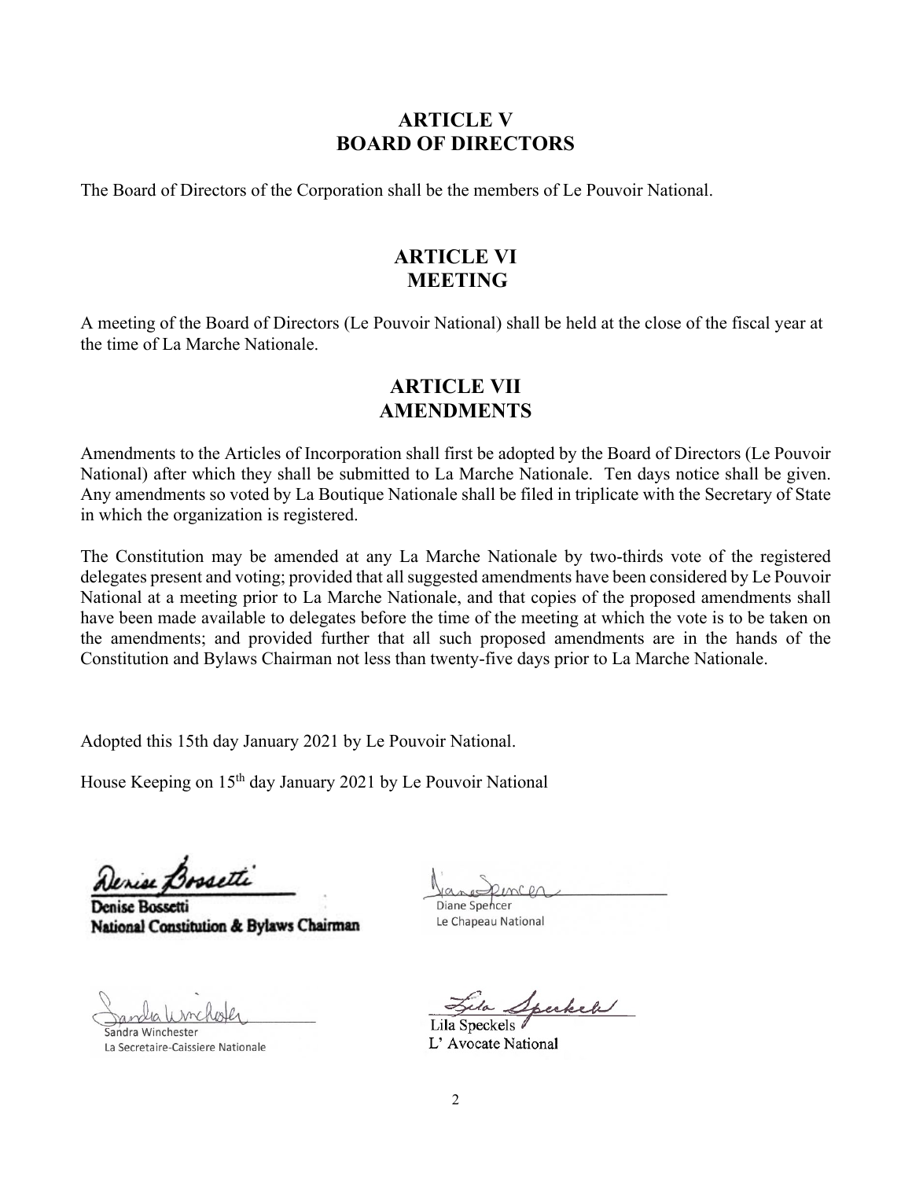## ARTICLE V
## BOARD OF DIRECTORS

The Board of Directors of the Corporation shall be the members of Le Pouvoir National.

## ARTICLE VI
## MEETING

A meeting of the Board of Directors (Le Pouvoir National) shall be held at the close of the fiscal year at the time of La Marche Nationale.

## ARTICLE VII
## AMENDMENTS

Amendments to the Articles of Incorporation shall first be adopted by the Board of Directors (Le Pouvoir National) after which they shall be submitted to La Marche Nationale. Ten days notice shall be given. Any amendments so voted by La Boutique Nationale shall be filed in triplicate with the Secretary of State in which the organization is registered.

The Constitution may be amended at any La Marche Nationale by two-thirds vote of the registered delegates present and voting; provided that all suggested amendments have been considered by Le Pouvoir National at a meeting prior to La Marche Nationale, and that copies of the proposed amendments shall have been made available to delegates before the time of the meeting at which the vote is to be taken on the amendments; and provided further that all such proposed amendments are in the hands of the Constitution and Bylaws Chairman not less than twenty-five days prior to La Marche Nationale.

Adopted this 15th day January 2021 by Le Pouvoir National.

House Keeping on 15th day January 2021 by Le Pouvoir National

Denise Bossetti
**National Constitution & Bylaws Chairman**

Diane Spencer
Le Chapeau National

Sandra Winchester
La Secretaire-Caissiere Nationale

Lila Speckels
L' Avocate National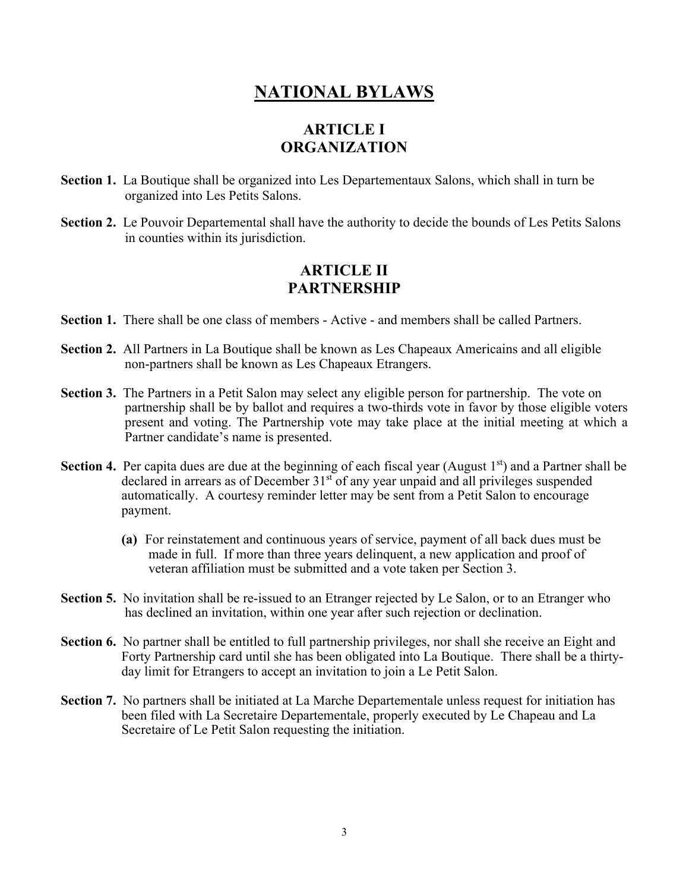# NATIONAL BYLAWS

## ARTICLE I
## ORGANIZATION

**Section 1.** La Boutique shall be organized into Les Departementaux Salons, which shall in turn be organized into Les Petits Salons.

**Section 2.** Le Pouvoir Departemental shall have the authority to decide the bounds of Les Petits Salons in counties within its jurisdiction.

## ARTICLE II
## PARTNERSHIP

**Section 1.** There shall be one class of members - Active - and members shall be called Partners.

**Section 2.** All Partners in La Boutique shall be known as Les Chapeaux Americains and all eligible non-partners shall be known as Les Chapeaux Etrangers.

**Section 3.** The Partners in a Petit Salon may select any eligible person for partnership. The vote on partnership shall be by ballot and requires a two-thirds vote in favor by those eligible voters present and voting. The Partnership vote may take place at the initial meeting at which a Partner candidate's name is presented.

**Section 4.** Per capita dues are due at the beginning of each fiscal year (August 1st) and a Partner shall be declared in arrears as of December 31st of any year unpaid and all privileges suspended automatically. A courtesy reminder letter may be sent from a Petit Salon to encourage payment.

- **(a)** For reinstatement and continuous years of service, payment of all back dues must be made in full. If more than three years delinquent, a new application and proof of veteran affiliation must be submitted and a vote taken per Section 3.

**Section 5.** No invitation shall be re-issued to an Etranger rejected by Le Salon, or to an Etranger who has declined an invitation, within one year after such rejection or declination.

**Section 6.** No partner shall be entitled to full partnership privileges, nor shall she receive an Eight and Forty Partnership card until she has been obligated into La Boutique. There shall be a thirty-day limit for Etrangers to accept an invitation to join a Le Petit Salon.

**Section 7.** No partners shall be initiated at La Marche Departementale unless request for initiation has been filed with La Secretaire Departementale, properly executed by Le Chapeau and La Secretaire of Le Petit Salon requesting the initiation.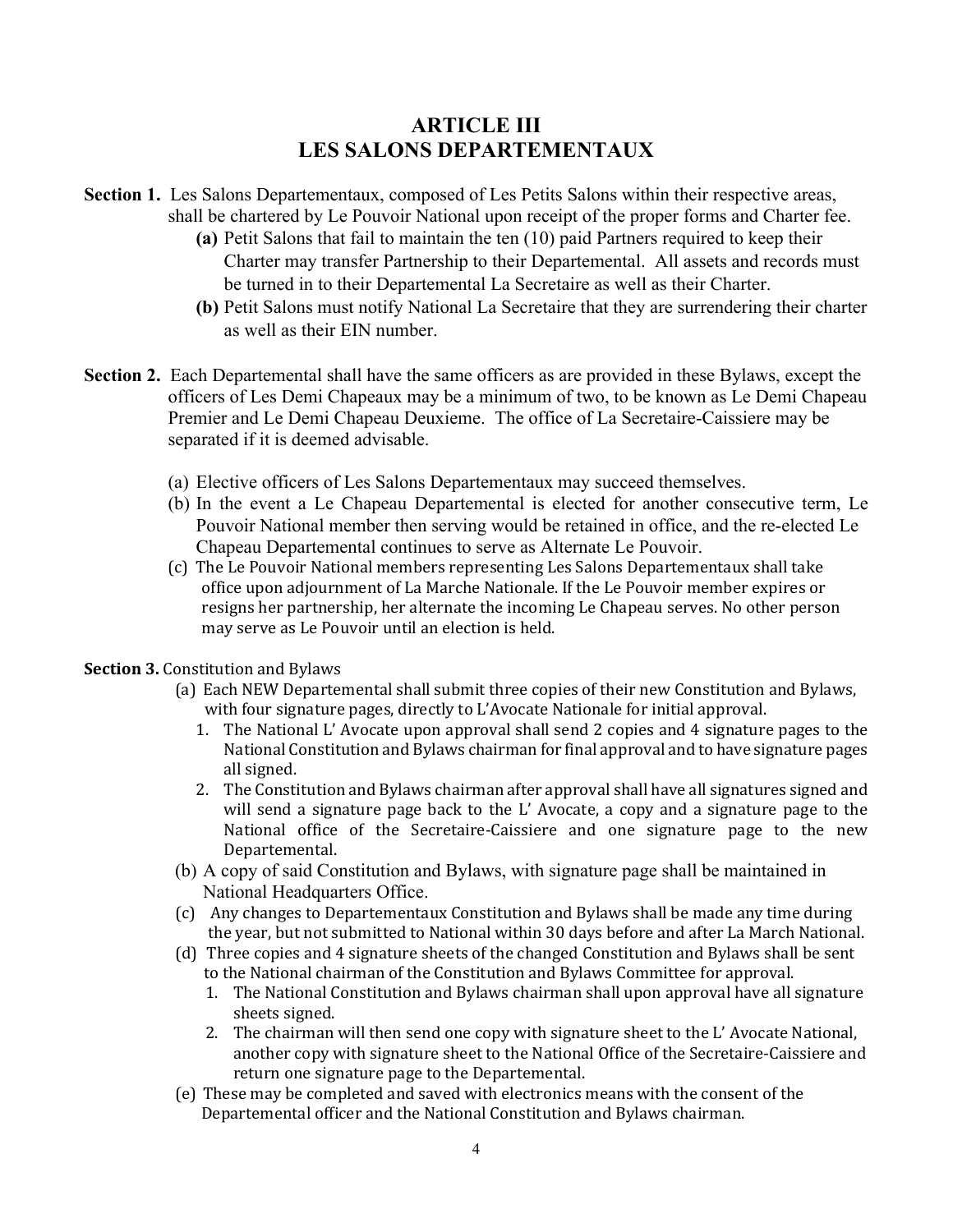# ARTICLE III
# LES SALONS DEPARTEMENTAUX

**Section 1.** Les Salons Departementaux, composed of Les Petits Salons within their respective areas, shall be chartered by Le Pouvoir National upon receipt of the proper forms and Charter fee.

- **(a)** Petit Salons that fail to maintain the ten (10) paid Partners required to keep their Charter may transfer Partnership to their Departemental. All assets and records must be turned in to their Departemental La Secretaire as well as their Charter.
- **(b)** Petit Salons must notify National La Secretaire that they are surrendering their charter as well as their EIN number.

**Section 2.** Each Departemental shall have the same officers as are provided in these Bylaws, except the officers of Les Demi Chapeaux may be a minimum of two, to be known as Le Demi Chapeau Premier and Le Demi Chapeau Deuxieme. The office of La Secretaire-Caissiere may be separated if it is deemed advisable.

- (a) Elective officers of Les Salons Departementaux may succeed themselves.
- (b) In the event a Le Chapeau Departemental is elected for another consecutive term, Le Pouvoir National member then serving would be retained in office, and the re-elected Le Chapeau Departemental continues to serve as Alternate Le Pouvoir.
- (c) The Le Pouvoir National members representing Les Salons Departementaux shall take office upon adjournment of La Marche Nationale. If the Le Pouvoir member expires or resigns her partnership, her alternate the incoming Le Chapeau serves. No other person may serve as Le Pouvoir until an election is held.

**Section 3.** Constitution and Bylaws

- (a) Each NEW Departemental shall submit three copies of their new Constitution and Bylaws, with four signature pages, directly to L'Avocate Nationale for initial approval.
  1. The National L' Avocate upon approval shall send 2 copies and 4 signature pages to the National Constitution and Bylaws chairman for final approval and to have signature pages all signed.
  2. The Constitution and Bylaws chairman after approval shall have all signatures signed and will send a signature page back to the L' Avocate, a copy and a signature page to the National office of the Secretaire-Caissiere and one signature page to the new Departemental.
- (b) A copy of said Constitution and Bylaws, with signature page shall be maintained in National Headquarters Office.
- (c) Any changes to Departementaux Constitution and Bylaws shall be made any time during the year, but not submitted to National within 30 days before and after La March National.
- (d) Three copies and 4 signature sheets of the changed Constitution and Bylaws shall be sent to the National chairman of the Constitution and Bylaws Committee for approval.
  1. The National Constitution and Bylaws chairman shall upon approval have all signature sheets signed.
  2. The chairman will then send one copy with signature sheet to the L' Avocate National, another copy with signature sheet to the National Office of the Secretaire-Caissiere and return one signature page to the Departemental.
- (e) These may be completed and saved with electronics means with the consent of the Departemental officer and the National Constitution and Bylaws chairman.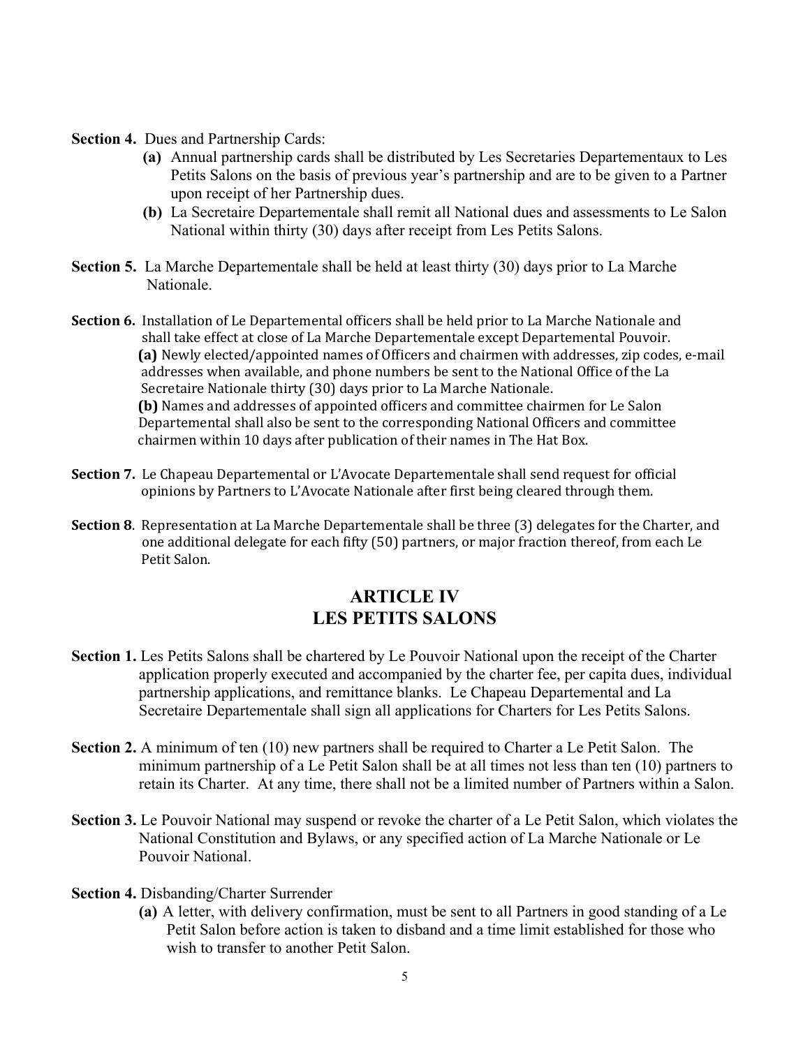**Section 4.** Dues and Partnership Cards:

- **(a)** Annual partnership cards shall be distributed by Les Secretaries Departementaux to Les Petits Salons on the basis of previous year's partnership and are to be given to a Partner upon receipt of her Partnership dues.
- **(b)** La Secretaire Departementale shall remit all National dues and assessments to Le Salon National within thirty (30) days after receipt from Les Petits Salons.

**Section 5.** La Marche Departementale shall be held at least thirty (30) days prior to La Marche Nationale.

**Section 6.** Installation of Le Departemental officers shall be held prior to La Marche Nationale and shall take effect at close of La Marche Departementale except Departemental Pouvoir.

- **(a)** Newly elected/appointed names of Officers and chairmen with addresses, zip codes, e-mail addresses when available, and phone numbers be sent to the National Office of the La Secretaire Nationale thirty (30) days prior to La Marche Nationale.
- **(b)** Names and addresses of appointed officers and committee chairmen for Le Salon Departemental shall also be sent to the corresponding National Officers and committee chairmen within 10 days after publication of their names in The Hat Box.

**Section 7.** Le Chapeau Departemental or L'Avocate Departementale shall send request for official opinions by Partners to L'Avocate Nationale after first being cleared through them.

**Section 8**. Representation at La Marche Departementale shall be three (3) delegates for the Charter, and one additional delegate for each fifty (50) partners, or major fraction thereof, from each Le Petit Salon.

## ARTICLE IV
## LES PETITS SALONS

**Section 1.** Les Petits Salons shall be chartered by Le Pouvoir National upon the receipt of the Charter application properly executed and accompanied by the charter fee, per capita dues, individual partnership applications, and remittance blanks. Le Chapeau Departemental and La Secretaire Departementale shall sign all applications for Charters for Les Petits Salons.

**Section 2.** A minimum of ten (10) new partners shall be required to Charter a Le Petit Salon. The minimum partnership of a Le Petit Salon shall be at all times not less than ten (10) partners to retain its Charter. At any time, there shall not be a limited number of Partners within a Salon.

**Section 3.** Le Pouvoir National may suspend or revoke the charter of a Le Petit Salon, which violates the National Constitution and Bylaws, or any specified action of La Marche Nationale or Le Pouvoir National.

**Section 4.** Disbanding/Charter Surrender

- **(a)** A letter, with delivery confirmation, must be sent to all Partners in good standing of a Le Petit Salon before action is taken to disband and a time limit established for those who wish to transfer to another Petit Salon.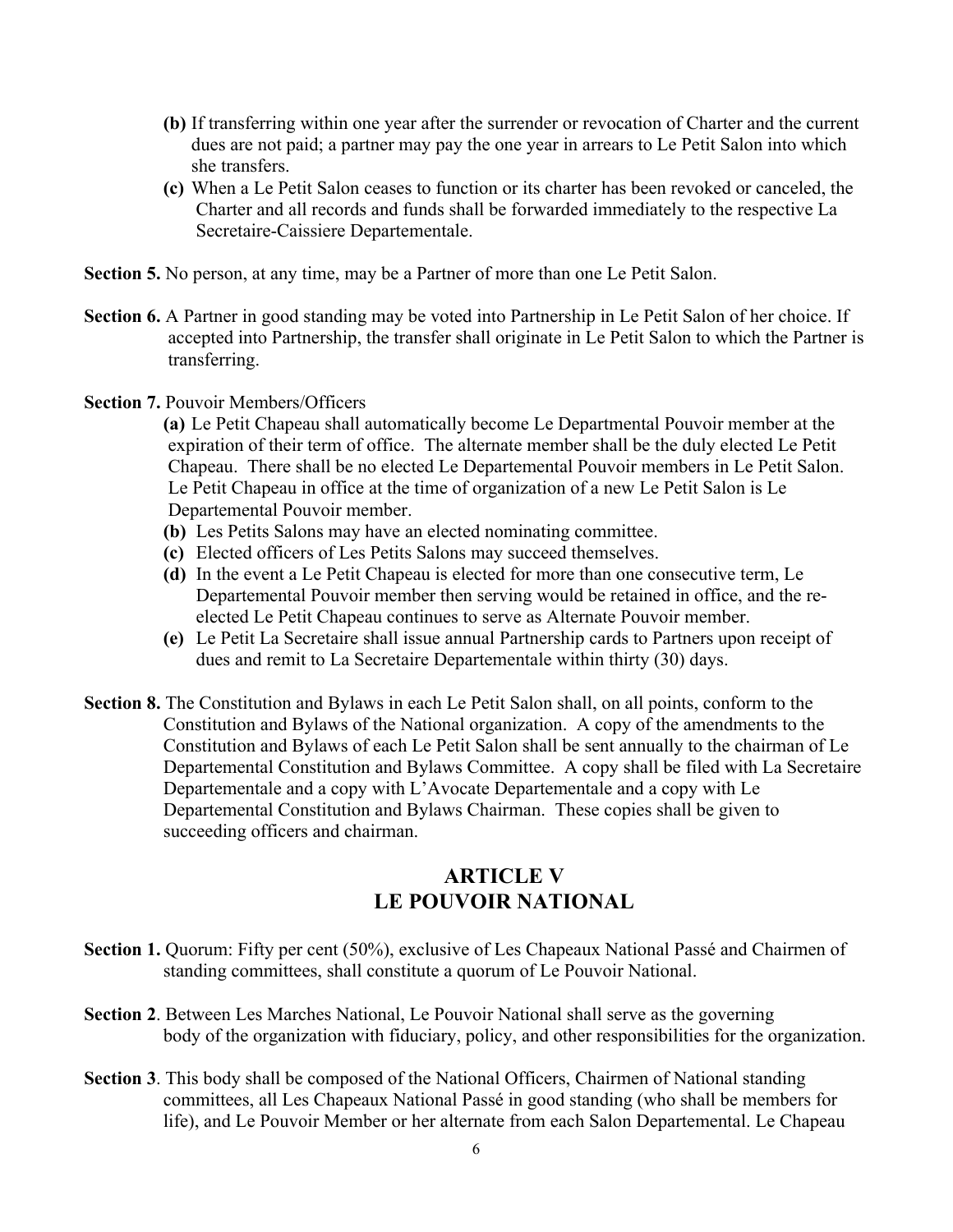(b) If transferring within one year after the surrender or revocation of Charter and the current dues are not paid; a partner may pay the one year in arrears to Le Petit Salon into which she transfers.

(c) When a Le Petit Salon ceases to function or its charter has been revoked or canceled, the Charter and all records and funds shall be forwarded immediately to the respective La Secretaire-Caissiere Departementale.

**Section 5.** No person, at any time, may be a Partner of more than one Le Petit Salon.

**Section 6.** A Partner in good standing may be voted into Partnership in Le Petit Salon of her choice. If accepted into Partnership, the transfer shall originate in Le Petit Salon to which the Partner is transferring.

**Section 7.** Pouvoir Members/Officers

**(a)** Le Petit Chapeau shall automatically become Le Departmental Pouvoir member at the expiration of their term of office. The alternate member shall be the duly elected Le Petit Chapeau. There shall be no elected Le Departemental Pouvoir members in Le Petit Salon. Le Petit Chapeau in office at the time of organization of a new Le Petit Salon is Le Departemental Pouvoir member.

**(b)** Les Petits Salons may have an elected nominating committee.

**(c)** Elected officers of Les Petits Salons may succeed themselves.

**(d)** In the event a Le Petit Chapeau is elected for more than one consecutive term, Le Departemental Pouvoir member then serving would be retained in office, and the re-elected Le Petit Chapeau continues to serve as Alternate Pouvoir member.

**(e)** Le Petit La Secretaire shall issue annual Partnership cards to Partners upon receipt of dues and remit to La Secretaire Departementale within thirty (30) days.

**Section 8.** The Constitution and Bylaws in each Le Petit Salon shall, on all points, conform to the Constitution and Bylaws of the National organization. A copy of the amendments to the Constitution and Bylaws of each Le Petit Salon shall be sent annually to the chairman of Le Departemental Constitution and Bylaws Committee. A copy shall be filed with La Secretaire Departementale and a copy with L'Avocate Departementale and a copy with Le Departemental Constitution and Bylaws Chairman. These copies shall be given to succeeding officers and chairman.

## ARTICLE V
## LE POUVOIR NATIONAL

**Section 1.** Quorum: Fifty per cent (50%), exclusive of Les Chapeaux National Passé and Chairmen of standing committees, shall constitute a quorum of Le Pouvoir National.

**Section 2**. Between Les Marches National, Le Pouvoir National shall serve as the governing body of the organization with fiduciary, policy, and other responsibilities for the organization.

**Section 3**. This body shall be composed of the National Officers, Chairmen of National standing committees, all Les Chapeaux National Passé in good standing (who shall be members for life), and Le Pouvoir Member or her alternate from each Salon Departemental. Le Chapeau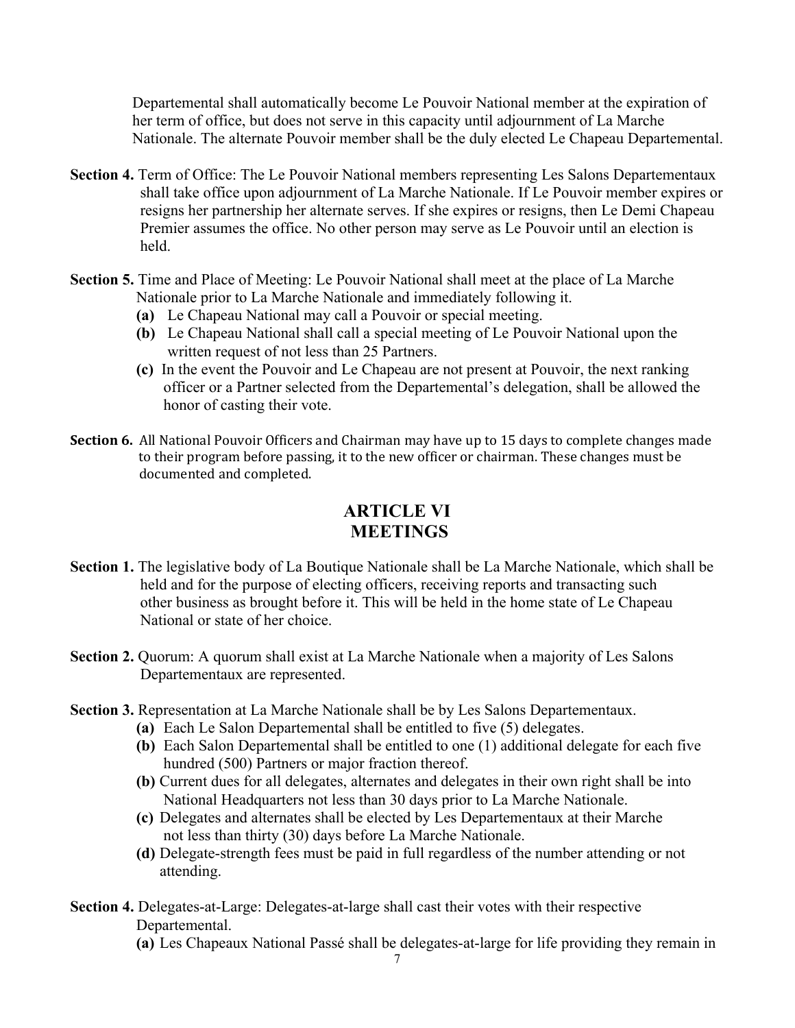Departemental shall automatically become Le Pouvoir National member at the expiration of her term of office, but does not serve in this capacity until adjournment of La Marche Nationale. The alternate Pouvoir member shall be the duly elected Le Chapeau Departemental.

**Section 4.** Term of Office: The Le Pouvoir National members representing Les Salons Departementaux shall take office upon adjournment of La Marche Nationale. If Le Pouvoir member expires or resigns her partnership her alternate serves. If she expires or resigns, then Le Demi Chapeau Premier assumes the office. No other person may serve as Le Pouvoir until an election is held.

**Section 5.** Time and Place of Meeting: Le Pouvoir National shall meet at the place of La Marche Nationale prior to La Marche Nationale and immediately following it.

- **(a)** Le Chapeau National may call a Pouvoir or special meeting.
- **(b)** Le Chapeau National shall call a special meeting of Le Pouvoir National upon the written request of not less than 25 Partners.
- **(c)** In the event the Pouvoir and Le Chapeau are not present at Pouvoir, the next ranking officer or a Partner selected from the Departemental's delegation, shall be allowed the honor of casting their vote.

**Section 6.** All National Pouvoir Officers and Chairman may have up to 15 days to complete changes made to their program before passing, it to the new officer or chairman. These changes must be documented and completed.

## ARTICLE VI
## MEETINGS

**Section 1.** The legislative body of La Boutique Nationale shall be La Marche Nationale, which shall be held and for the purpose of electing officers, receiving reports and transacting such other business as brought before it. This will be held in the home state of Le Chapeau National or state of her choice.

**Section 2.** Quorum: A quorum shall exist at La Marche Nationale when a majority of Les Salons Departementaux are represented.

**Section 3.** Representation at La Marche Nationale shall be by Les Salons Departementaux.

- **(a)** Each Le Salon Departemental shall be entitled to five (5) delegates.
- **(b)** Each Salon Departemental shall be entitled to one (1) additional delegate for each five hundred (500) Partners or major fraction thereof.
- **(b)** Current dues for all delegates, alternates and delegates in their own right shall be into National Headquarters not less than 30 days prior to La Marche Nationale.
- **(c)** Delegates and alternates shall be elected by Les Departementaux at their Marche not less than thirty (30) days before La Marche Nationale.
- **(d)** Delegate-strength fees must be paid in full regardless of the number attending or not attending.

**Section 4.** Delegates-at-Large: Delegates-at-large shall cast their votes with their respective Departemental.

- **(a)** Les Chapeaux National Passé shall be delegates-at-large for life providing they remain in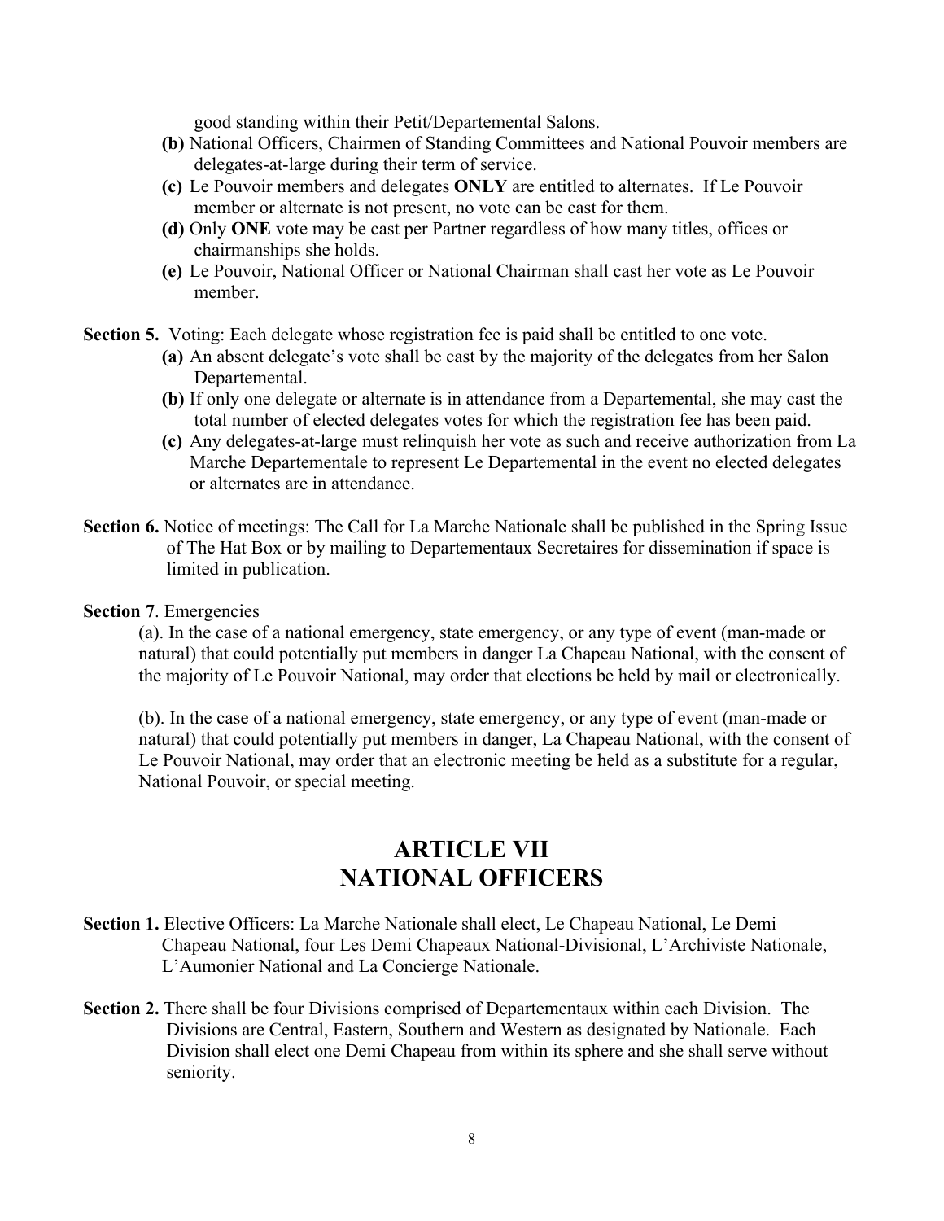good standing within their Petit/Departemental Salons.

**(b)** National Officers, Chairmen of Standing Committees and National Pouvoir members are delegates-at-large during their term of service.

**(c)** Le Pouvoir members and delegates **ONLY** are entitled to alternates. If Le Pouvoir member or alternate is not present, no vote can be cast for them.

**(d)** Only **ONE** vote may be cast per Partner regardless of how many titles, offices or chairmanships she holds.

**(e)** Le Pouvoir, National Officer or National Chairman shall cast her vote as Le Pouvoir member.

**Section 5.** Voting: Each delegate whose registration fee is paid shall be entitled to one vote.

**(a)** An absent delegate's vote shall be cast by the majority of the delegates from her Salon Departemental.

**(b)** If only one delegate or alternate is in attendance from a Departemental, she may cast the total number of elected delegates votes for which the registration fee has been paid.

**(c)** Any delegates-at-large must relinquish her vote as such and receive authorization from La Marche Departementale to represent Le Departemental in the event no elected delegates or alternates are in attendance.

**Section 6.** Notice of meetings: The Call for La Marche Nationale shall be published in the Spring Issue of The Hat Box or by mailing to Departementaux Secretaires for dissemination if space is limited in publication.

**Section 7**. Emergencies

(a). In the case of a national emergency, state emergency, or any type of event (man-made or natural) that could potentially put members in danger La Chapeau National, with the consent of the majority of Le Pouvoir National, may order that elections be held by mail or electronically.

(b). In the case of a national emergency, state emergency, or any type of event (man-made or natural) that could potentially put members in danger, La Chapeau National, with the consent of Le Pouvoir National, may order that an electronic meeting be held as a substitute for a regular, National Pouvoir, or special meeting.

# ARTICLE VII
# NATIONAL OFFICERS

**Section 1.** Elective Officers: La Marche Nationale shall elect, Le Chapeau National, Le Demi Chapeau National, four Les Demi Chapeaux National-Divisional, L'Archiviste Nationale, L'Aumonier National and La Concierge Nationale.

**Section 2.** There shall be four Divisions comprised of Departementaux within each Division. The Divisions are Central, Eastern, Southern and Western as designated by Nationale. Each Division shall elect one Demi Chapeau from within its sphere and she shall serve without seniority.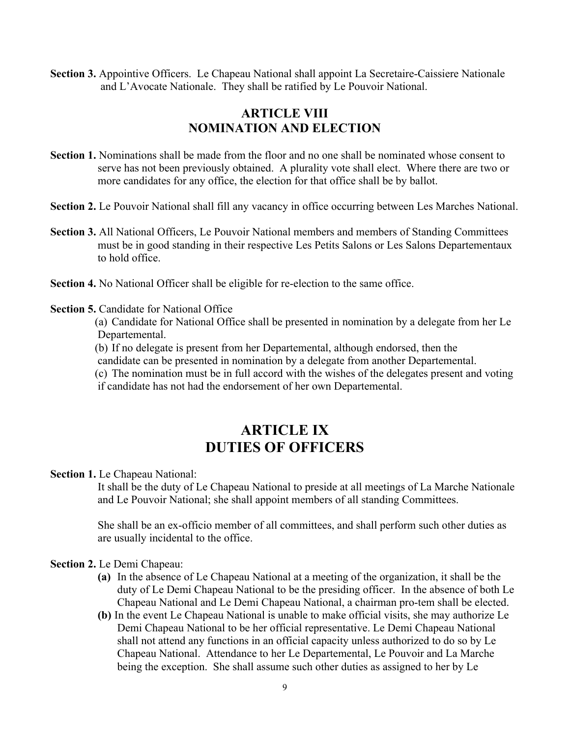**Section 3.** Appointive Officers. Le Chapeau National shall appoint La Secretaire-Caissiere Nationale and L'Avocate Nationale. They shall be ratified by Le Pouvoir National.

## ARTICLE VIII
## NOMINATION AND ELECTION

**Section 1.** Nominations shall be made from the floor and no one shall be nominated whose consent to serve has not been previously obtained. A plurality vote shall elect. Where there are two or more candidates for any office, the election for that office shall be by ballot.

**Section 2.** Le Pouvoir National shall fill any vacancy in office occurring between Les Marches National.

**Section 3.** All National Officers, Le Pouvoir National members and members of Standing Committees must be in good standing in their respective Les Petits Salons or Les Salons Departementaux to hold office.

**Section 4.** No National Officer shall be eligible for re-election to the same office.

**Section 5.** Candidate for National Office

(a) Candidate for National Office shall be presented in nomination by a delegate from her Le Departemental.

(b) If no delegate is present from her Departemental, although endorsed, then the candidate can be presented in nomination by a delegate from another Departemental.

(c) The nomination must be in full accord with the wishes of the delegates present and voting if candidate has not had the endorsement of her own Departemental.

## ARTICLE IX
## DUTIES OF OFFICERS

**Section 1.** Le Chapeau National:

It shall be the duty of Le Chapeau National to preside at all meetings of La Marche Nationale and Le Pouvoir National; she shall appoint members of all standing Committees.

She shall be an ex-officio member of all committees, and shall perform such other duties as are usually incidental to the office.

**Section 2.** Le Demi Chapeau:

**(a)** In the absence of Le Chapeau National at a meeting of the organization, it shall be the duty of Le Demi Chapeau National to be the presiding officer. In the absence of both Le Chapeau National and Le Demi Chapeau National, a chairman pro-tem shall be elected.

**(b)** In the event Le Chapeau National is unable to make official visits, she may authorize Le Demi Chapeau National to be her official representative. Le Demi Chapeau National shall not attend any functions in an official capacity unless authorized to do so by Le Chapeau National. Attendance to her Le Departemental, Le Pouvoir and La Marche being the exception. She shall assume such other duties as assigned to her by Le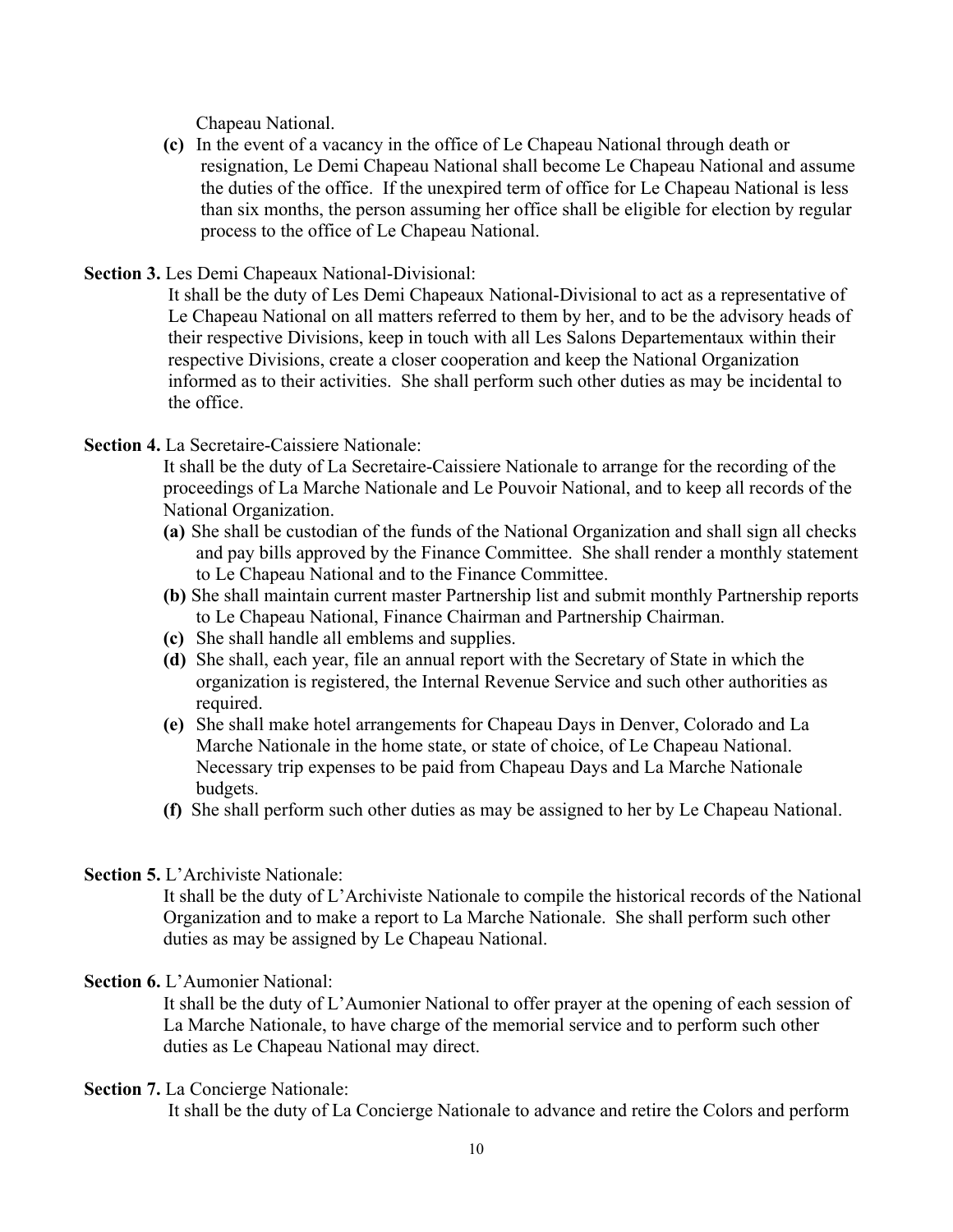Chapeau National.

**(c)** In the event of a vacancy in the office of Le Chapeau National through death or resignation, Le Demi Chapeau National shall become Le Chapeau National and assume the duties of the office. If the unexpired term of office for Le Chapeau National is less than six months, the person assuming her office shall be eligible for election by regular process to the office of Le Chapeau National.

**Section 3.** Les Demi Chapeaux National-Divisional:

It shall be the duty of Les Demi Chapeaux National-Divisional to act as a representative of Le Chapeau National on all matters referred to them by her, and to be the advisory heads of their respective Divisions, keep in touch with all Les Salons Departementaux within their respective Divisions, create a closer cooperation and keep the National Organization informed as to their activities. She shall perform such other duties as may be incidental to the office.

**Section 4.** La Secretaire-Caissiere Nationale:

It shall be the duty of La Secretaire-Caissiere Nationale to arrange for the recording of the proceedings of La Marche Nationale and Le Pouvoir National, and to keep all records of the National Organization.

- **(a)** She shall be custodian of the funds of the National Organization and shall sign all checks and pay bills approved by the Finance Committee. She shall render a monthly statement to Le Chapeau National and to the Finance Committee.
- **(b)** She shall maintain current master Partnership list and submit monthly Partnership reports to Le Chapeau National, Finance Chairman and Partnership Chairman.
- **(c)** She shall handle all emblems and supplies.
- **(d)** She shall, each year, file an annual report with the Secretary of State in which the organization is registered, the Internal Revenue Service and such other authorities as required.
- **(e)** She shall make hotel arrangements for Chapeau Days in Denver, Colorado and La Marche Nationale in the home state, or state of choice, of Le Chapeau National. Necessary trip expenses to be paid from Chapeau Days and La Marche Nationale budgets.
- **(f)** She shall perform such other duties as may be assigned to her by Le Chapeau National.

**Section 5.** L'Archiviste Nationale:

It shall be the duty of L'Archiviste Nationale to compile the historical records of the National Organization and to make a report to La Marche Nationale. She shall perform such other duties as may be assigned by Le Chapeau National.

**Section 6.** L'Aumonier National:

It shall be the duty of L'Aumonier National to offer prayer at the opening of each session of La Marche Nationale, to have charge of the memorial service and to perform such other duties as Le Chapeau National may direct.

**Section 7.** La Concierge Nationale:

It shall be the duty of La Concierge Nationale to advance and retire the Colors and perform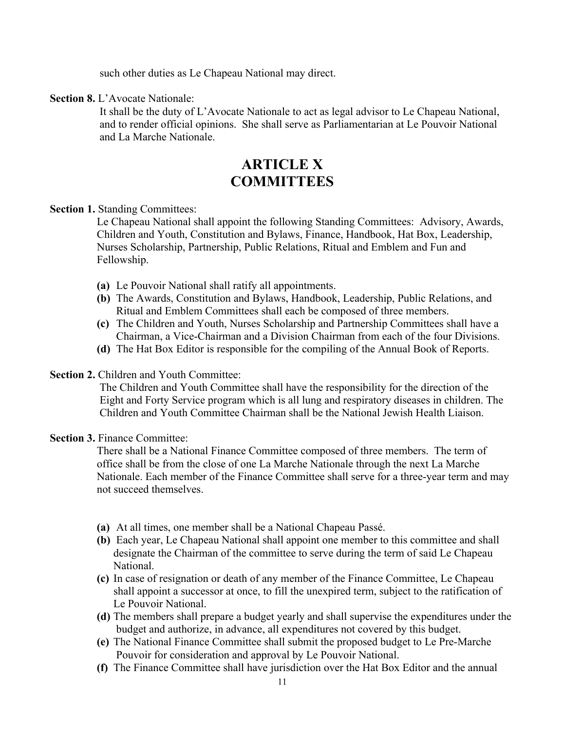such other duties as Le Chapeau National may direct.

**Section 8.** L'Avocate Nationale:

It shall be the duty of L'Avocate Nationale to act as legal advisor to Le Chapeau National, and to render official opinions. She shall serve as Parliamentarian at Le Pouvoir National and La Marche Nationale.

# ARTICLE X
# COMMITTEES

**Section 1.** Standing Committees:

Le Chapeau National shall appoint the following Standing Committees: Advisory, Awards, Children and Youth, Constitution and Bylaws, Finance, Handbook, Hat Box, Leadership, Nurses Scholarship, Partnership, Public Relations, Ritual and Emblem and Fun and Fellowship.

- **(a)** Le Pouvoir National shall ratify all appointments.
- **(b)** The Awards, Constitution and Bylaws, Handbook, Leadership, Public Relations, and Ritual and Emblem Committees shall each be composed of three members.
- **(c)** The Children and Youth, Nurses Scholarship and Partnership Committees shall have a Chairman, a Vice-Chairman and a Division Chairman from each of the four Divisions.
- **(d)** The Hat Box Editor is responsible for the compiling of the Annual Book of Reports.

**Section 2.** Children and Youth Committee:

The Children and Youth Committee shall have the responsibility for the direction of the Eight and Forty Service program which is all lung and respiratory diseases in children. The Children and Youth Committee Chairman shall be the National Jewish Health Liaison.

**Section 3.** Finance Committee:

There shall be a National Finance Committee composed of three members. The term of office shall be from the close of one La Marche Nationale through the next La Marche Nationale. Each member of the Finance Committee shall serve for a three-year term and may not succeed themselves.

- **(a)** At all times, one member shall be a National Chapeau Passé.
- **(b)** Each year, Le Chapeau National shall appoint one member to this committee and shall designate the Chairman of the committee to serve during the term of said Le Chapeau National.
- **(c)** In case of resignation or death of any member of the Finance Committee, Le Chapeau shall appoint a successor at once, to fill the unexpired term, subject to the ratification of Le Pouvoir National.
- **(d)** The members shall prepare a budget yearly and shall supervise the expenditures under the budget and authorize, in advance, all expenditures not covered by this budget.
- **(e)** The National Finance Committee shall submit the proposed budget to Le Pre-Marche Pouvoir for consideration and approval by Le Pouvoir National.
- **(f)** The Finance Committee shall have jurisdiction over the Hat Box Editor and the annual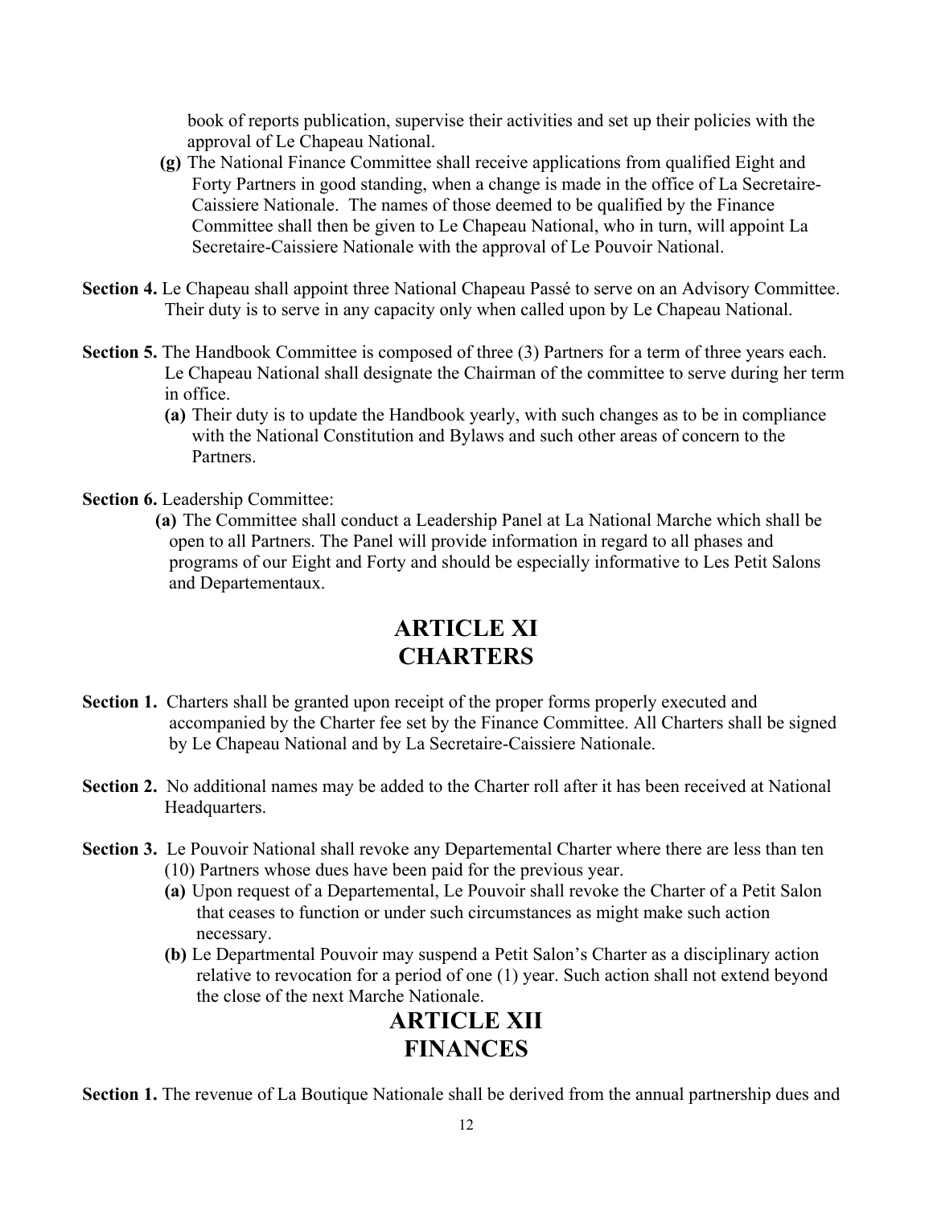book of reports publication, supervise their activities and set up their policies with the approval of Le Chapeau National.

**(g)** The National Finance Committee shall receive applications from qualified Eight and Forty Partners in good standing, when a change is made in the office of La Secretaire-Caissiere Nationale. The names of those deemed to be qualified by the Finance Committee shall then be given to Le Chapeau National, who in turn, will appoint La Secretaire-Caissiere Nationale with the approval of Le Pouvoir National.

**Section 4.** Le Chapeau shall appoint three National Chapeau Passé to serve on an Advisory Committee. Their duty is to serve in any capacity only when called upon by Le Chapeau National.

**Section 5.** The Handbook Committee is composed of three (3) Partners for a term of three years each. Le Chapeau National shall designate the Chairman of the committee to serve during her term in office.

**(a)** Their duty is to update the Handbook yearly, with such changes as to be in compliance with the National Constitution and Bylaws and such other areas of concern to the Partners.

**Section 6.** Leadership Committee:

**(a)** The Committee shall conduct a Leadership Panel at La National Marche which shall be open to all Partners. The Panel will provide information in regard to all phases and programs of our Eight and Forty and should be especially informative to Les Petit Salons and Departementaux.

## ARTICLE XI
## CHARTERS

**Section 1.** Charters shall be granted upon receipt of the proper forms properly executed and accompanied by the Charter fee set by the Finance Committee. All Charters shall be signed by Le Chapeau National and by La Secretaire-Caissiere Nationale.

**Section 2.** No additional names may be added to the Charter roll after it has been received at National Headquarters.

**Section 3.** Le Pouvoir National shall revoke any Departemental Charter where there are less than ten (10) Partners whose dues have been paid for the previous year.

**(a)** Upon request of a Departemental, Le Pouvoir shall revoke the Charter of a Petit Salon that ceases to function or under such circumstances as might make such action necessary.

**(b)** Le Departmental Pouvoir may suspend a Petit Salon's Charter as a disciplinary action relative to revocation for a period of one (1) year. Such action shall not extend beyond the close of the next Marche Nationale.

## ARTICLE XII
## FINANCES

**Section 1.** The revenue of La Boutique Nationale shall be derived from the annual partnership dues and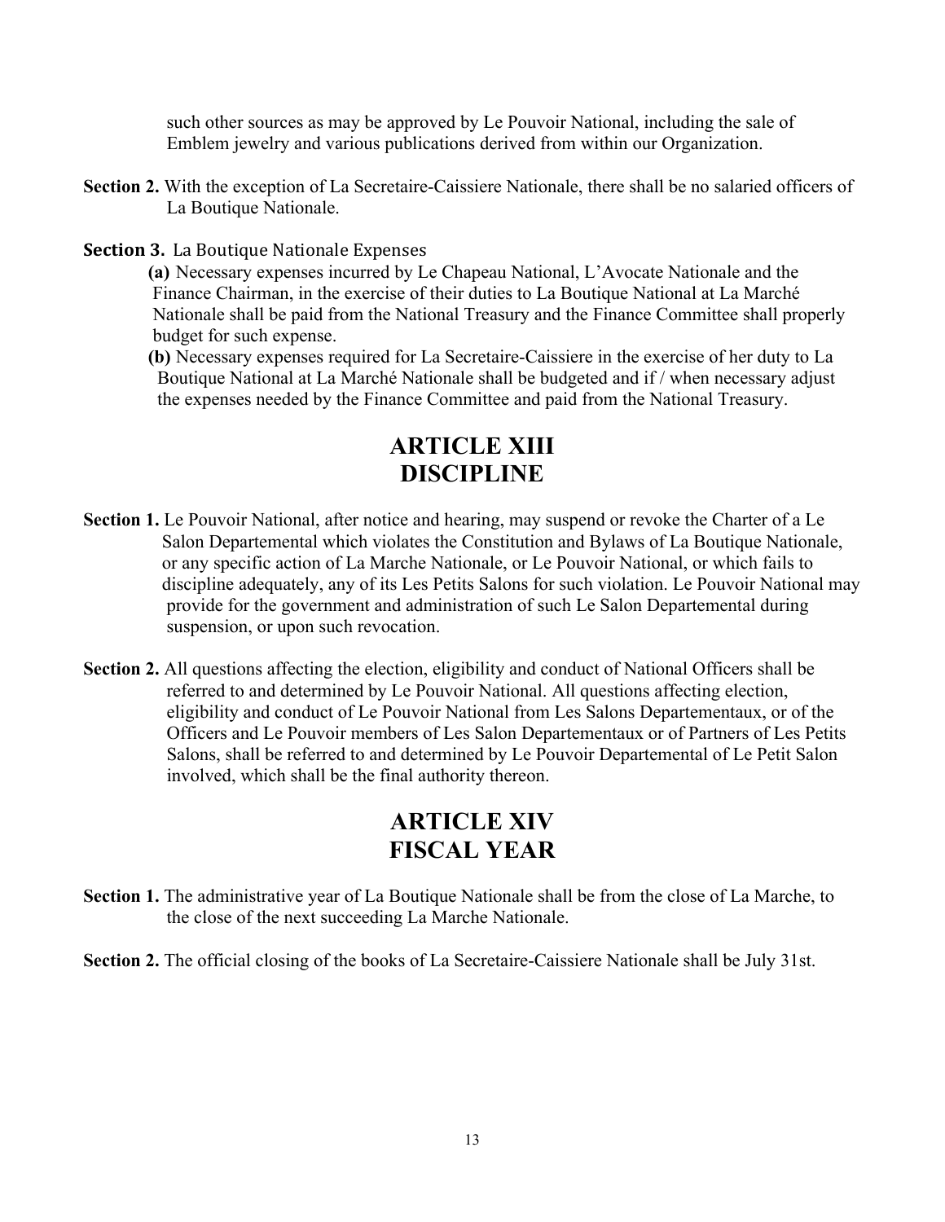such other sources as may be approved by Le Pouvoir National, including the sale of Emblem jewelry and various publications derived from within our Organization.

**Section 2.** With the exception of La Secretaire-Caissiere Nationale, there shall be no salaried officers of La Boutique Nationale.

**Section 3.** La Boutique Nationale Expenses

**(a)** Necessary expenses incurred by Le Chapeau National, L'Avocate Nationale and the Finance Chairman, in the exercise of their duties to La Boutique National at La Marché Nationale shall be paid from the National Treasury and the Finance Committee shall properly budget for such expense.

**(b)** Necessary expenses required for La Secretaire-Caissiere in the exercise of her duty to La Boutique National at La Marché Nationale shall be budgeted and if / when necessary adjust the expenses needed by the Finance Committee and paid from the National Treasury.

# ARTICLE XIII
# DISCIPLINE

**Section 1.** Le Pouvoir National, after notice and hearing, may suspend or revoke the Charter of a Le Salon Departemental which violates the Constitution and Bylaws of La Boutique Nationale, or any specific action of La Marche Nationale, or Le Pouvoir National, or which fails to discipline adequately, any of its Les Petits Salons for such violation. Le Pouvoir National may provide for the government and administration of such Le Salon Departemental during suspension, or upon such revocation.

**Section 2.** All questions affecting the election, eligibility and conduct of National Officers shall be referred to and determined by Le Pouvoir National. All questions affecting election, eligibility and conduct of Le Pouvoir National from Les Salons Departementaux, or of the Officers and Le Pouvoir members of Les Salon Departementaux or of Partners of Les Petits Salons, shall be referred to and determined by Le Pouvoir Departemental of Le Petit Salon involved, which shall be the final authority thereon.

# ARTICLE XIV
# FISCAL YEAR

**Section 1.** The administrative year of La Boutique Nationale shall be from the close of La Marche, to the close of the next succeeding La Marche Nationale.

**Section 2.** The official closing of the books of La Secretaire-Caissiere Nationale shall be July 31st.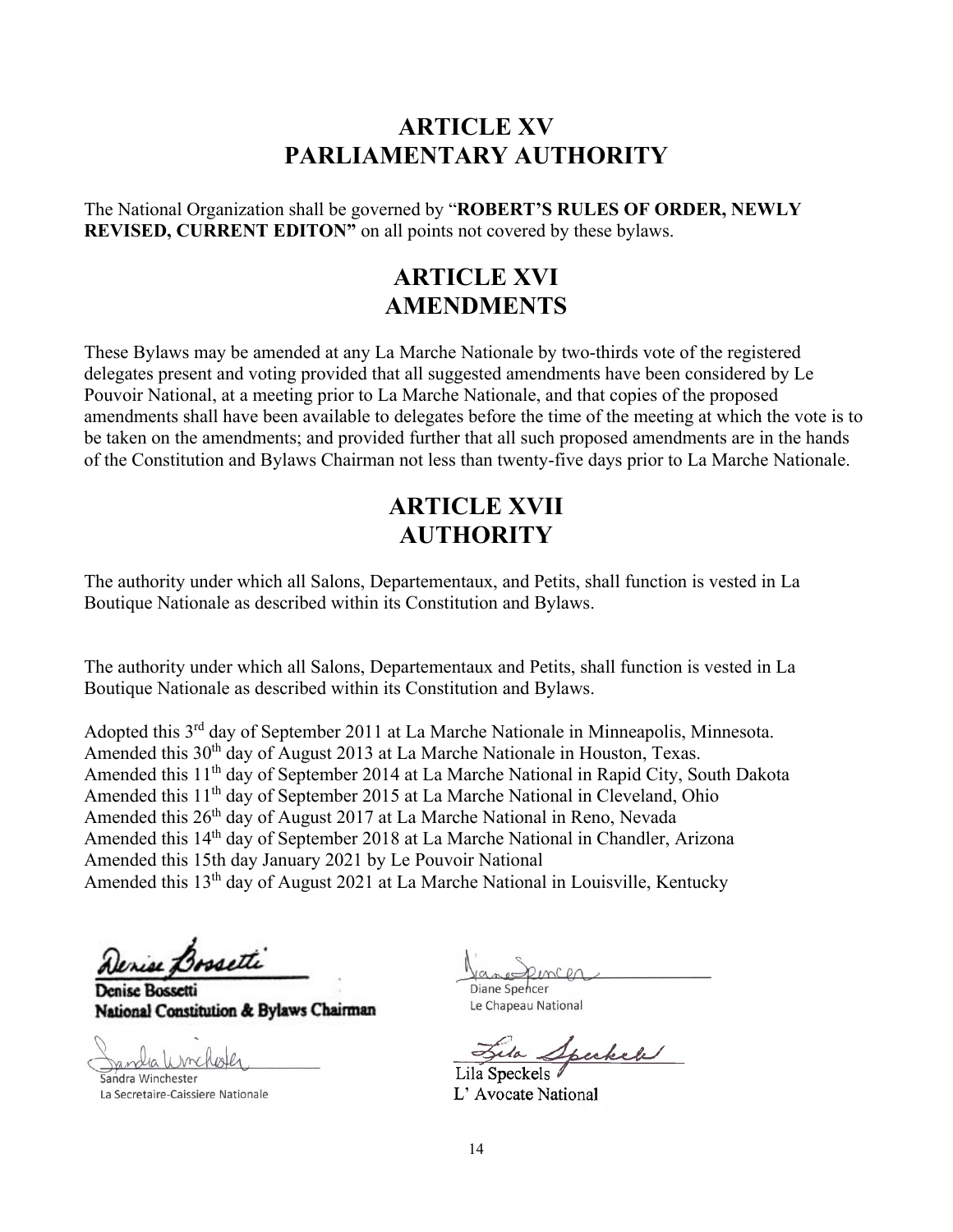# ARTICLE XV
# PARLIAMENTARY AUTHORITY

The National Organization shall be governed by "**ROBERT'S RULES OF ORDER, NEWLY REVISED, CURRENT EDITON"** on all points not covered by these bylaws.

# ARTICLE XVI
# AMENDMENTS

These Bylaws may be amended at any La Marche Nationale by two-thirds vote of the registered delegates present and voting provided that all suggested amendments have been considered by Le Pouvoir National, at a meeting prior to La Marche Nationale, and that copies of the proposed amendments shall have been available to delegates before the time of the meeting at which the vote is to be taken on the amendments; and provided further that all such proposed amendments are in the hands of the Constitution and Bylaws Chairman not less than twenty-five days prior to La Marche Nationale.

# ARTICLE XVII
# AUTHORITY

The authority under which all Salons, Departementaux, and Petits, shall function is vested in La Boutique Nationale as described within its Constitution and Bylaws.

The authority under which all Salons, Departementaux and Petits, shall function is vested in La Boutique Nationale as described within its Constitution and Bylaws.

Adopted this 3rd day of September 2011 at La Marche Nationale in Minneapolis, Minnesota.
Amended this 30th day of August 2013 at La Marche Nationale in Houston, Texas.
Amended this 11th day of September 2014 at La Marche National in Rapid City, South Dakota
Amended this 11th day of September 2015 at La Marche National in Cleveland, Ohio
Amended this 26th day of August 2017 at La Marche National in Reno, Nevada
Amended this 14th day of September 2018 at La Marche National in Chandler, Arizona
Amended this 15th day January 2021 by Le Pouvoir National
Amended this 13th day of August 2021 at La Marche National in Louisville, Kentucky

Denise Bossetti
**National Constitution & Bylaws Chairman**

Diane Spencer
Le Chapeau National

Sandra Winchester
La Secretaire-Caissiere Nationale

Lila Speckels
L' Avocate National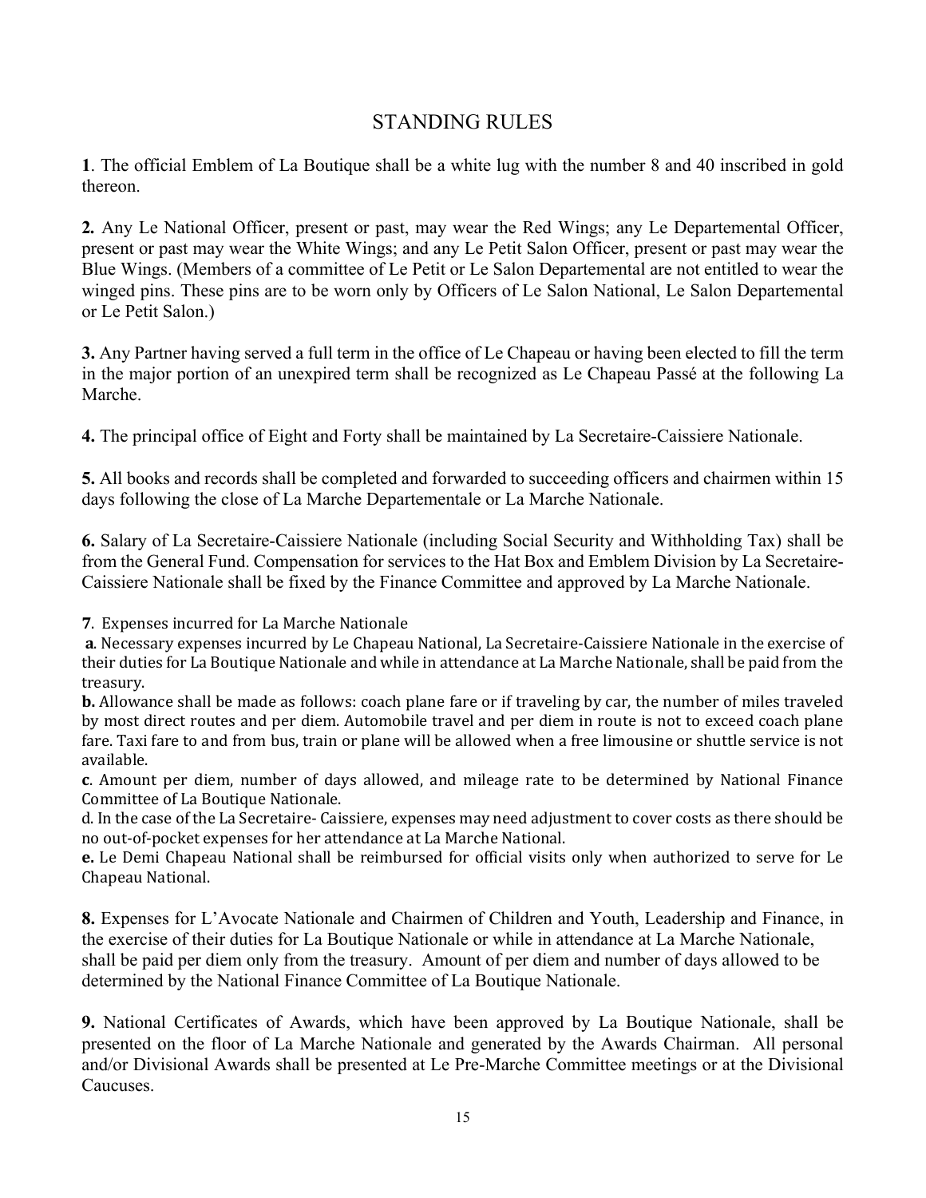# STANDING RULES

**1**. The official Emblem of La Boutique shall be a white lug with the number 8 and 40 inscribed in gold thereon.

**2.** Any Le National Officer, present or past, may wear the Red Wings; any Le Departemental Officer, present or past may wear the White Wings; and any Le Petit Salon Officer, present or past may wear the Blue Wings. (Members of a committee of Le Petit or Le Salon Departemental are not entitled to wear the winged pins. These pins are to be worn only by Officers of Le Salon National, Le Salon Departemental or Le Petit Salon.)

**3.** Any Partner having served a full term in the office of Le Chapeau or having been elected to fill the term in the major portion of an unexpired term shall be recognized as Le Chapeau Passé at the following La Marche.

**4.** The principal office of Eight and Forty shall be maintained by La Secretaire-Caissiere Nationale.

**5.** All books and records shall be completed and forwarded to succeeding officers and chairmen within 15 days following the close of La Marche Departementale or La Marche Nationale.

**6.** Salary of La Secretaire-Caissiere Nationale (including Social Security and Withholding Tax) shall be from the General Fund. Compensation for services to the Hat Box and Emblem Division by La Secretaire-Caissiere Nationale shall be fixed by the Finance Committee and approved by La Marche Nationale.

**7**. Expenses incurred for La Marche Nationale

**a**. Necessary expenses incurred by Le Chapeau National, La Secretaire-Caissiere Nationale in the exercise of their duties for La Boutique Nationale and while in attendance at La Marche Nationale, shall be paid from the treasury.

**b.** Allowance shall be made as follows: coach plane fare or if traveling by car, the number of miles traveled by most direct routes and per diem. Automobile travel and per diem in route is not to exceed coach plane fare. Taxi fare to and from bus, train or plane will be allowed when a free limousine or shuttle service is not available.

**c**. Amount per diem, number of days allowed, and mileage rate to be determined by National Finance Committee of La Boutique Nationale.

d. In the case of the La Secretaire- Caissiere, expenses may need adjustment to cover costs as there should be no out-of-pocket expenses for her attendance at La Marche National.

**e.** Le Demi Chapeau National shall be reimbursed for official visits only when authorized to serve for Le Chapeau National.

**8.** Expenses for L'Avocate Nationale and Chairmen of Children and Youth, Leadership and Finance, in the exercise of their duties for La Boutique Nationale or while in attendance at La Marche Nationale, shall be paid per diem only from the treasury. Amount of per diem and number of days allowed to be determined by the National Finance Committee of La Boutique Nationale.

**9.** National Certificates of Awards, which have been approved by La Boutique Nationale, shall be presented on the floor of La Marche Nationale and generated by the Awards Chairman. All personal and/or Divisional Awards shall be presented at Le Pre-Marche Committee meetings or at the Divisional Caucuses.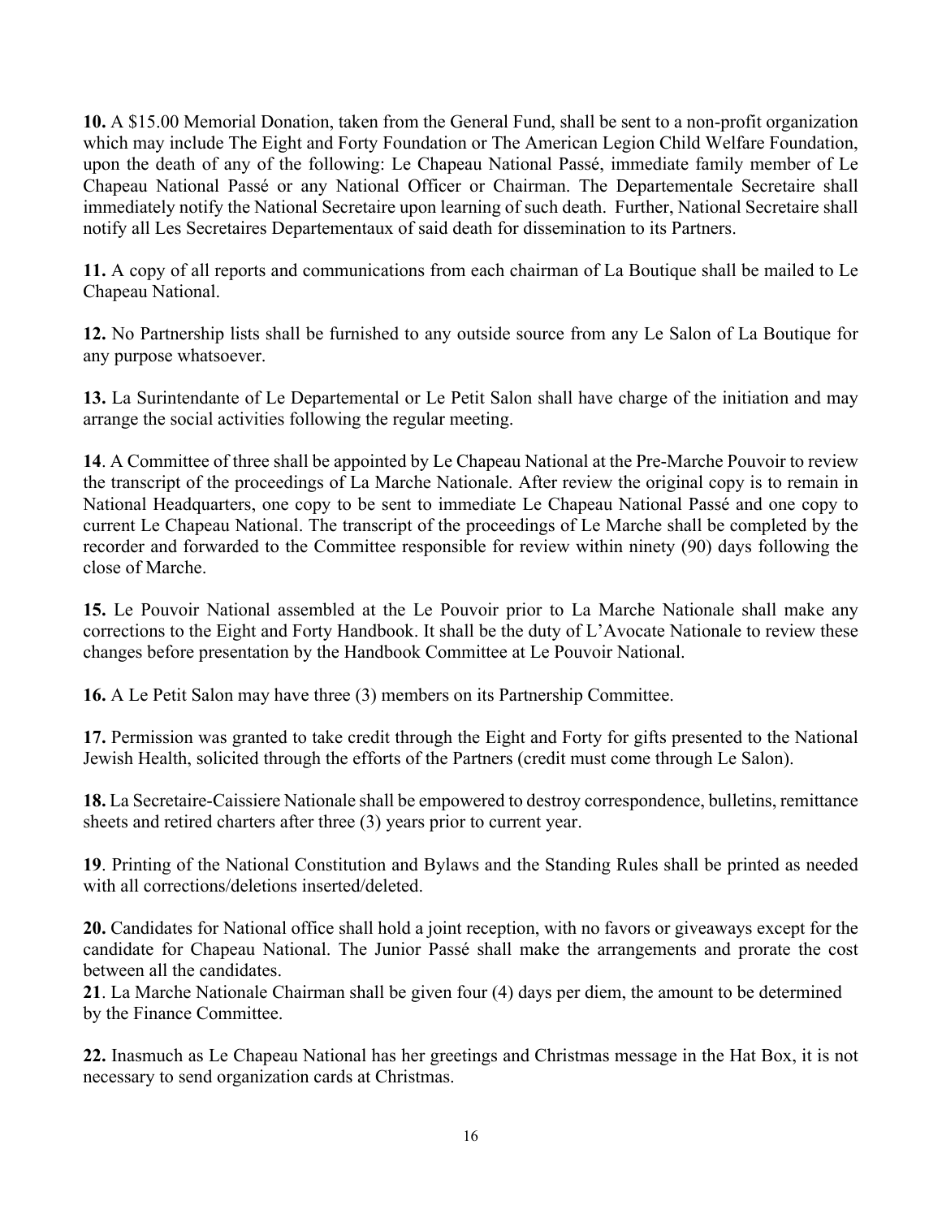**10.** A $15.00 Memorial Donation, taken from the General Fund, shall be sent to a non-profit organization which may include The Eight and Forty Foundation or The American Legion Child Welfare Foundation, upon the death of any of the following: Le Chapeau National Passé, immediate family member of Le Chapeau National Passé or any National Officer or Chairman. The Departementale Secretaire shall immediately notify the National Secretaire upon learning of such death. Further, National Secretaire shall notify all Les Secretaires Departementaux of said death for dissemination to its Partners.

**11.** A copy of all reports and communications from each chairman of La Boutique shall be mailed to Le Chapeau National.

**12.** No Partnership lists shall be furnished to any outside source from any Le Salon of La Boutique for any purpose whatsoever.

**13.** La Surintendante of Le Departemental or Le Petit Salon shall have charge of the initiation and may arrange the social activities following the regular meeting.

**14**. A Committee of three shall be appointed by Le Chapeau National at the Pre-Marche Pouvoir to review the transcript of the proceedings of La Marche Nationale. After review the original copy is to remain in National Headquarters, one copy to be sent to immediate Le Chapeau National Passé and one copy to current Le Chapeau National. The transcript of the proceedings of Le Marche shall be completed by the recorder and forwarded to the Committee responsible for review within ninety (90) days following the close of Marche.

**15.** Le Pouvoir National assembled at the Le Pouvoir prior to La Marche Nationale shall make any corrections to the Eight and Forty Handbook. It shall be the duty of L'Avocate Nationale to review these changes before presentation by the Handbook Committee at Le Pouvoir National.

**16.** A Le Petit Salon may have three (3) members on its Partnership Committee.

**17.** Permission was granted to take credit through the Eight and Forty for gifts presented to the National Jewish Health, solicited through the efforts of the Partners (credit must come through Le Salon).

**18.** La Secretaire-Caissiere Nationale shall be empowered to destroy correspondence, bulletins, remittance sheets and retired charters after three (3) years prior to current year.

**19**. Printing of the National Constitution and Bylaws and the Standing Rules shall be printed as needed with all corrections/deletions inserted/deleted.

**20.** Candidates for National office shall hold a joint reception, with no favors or giveaways except for the candidate for Chapeau National. The Junior Passé shall make the arrangements and prorate the cost between all the candidates.

**21**. La Marche Nationale Chairman shall be given four (4) days per diem, the amount to be determined by the Finance Committee.

**22.** Inasmuch as Le Chapeau National has her greetings and Christmas message in the Hat Box, it is not necessary to send organization cards at Christmas.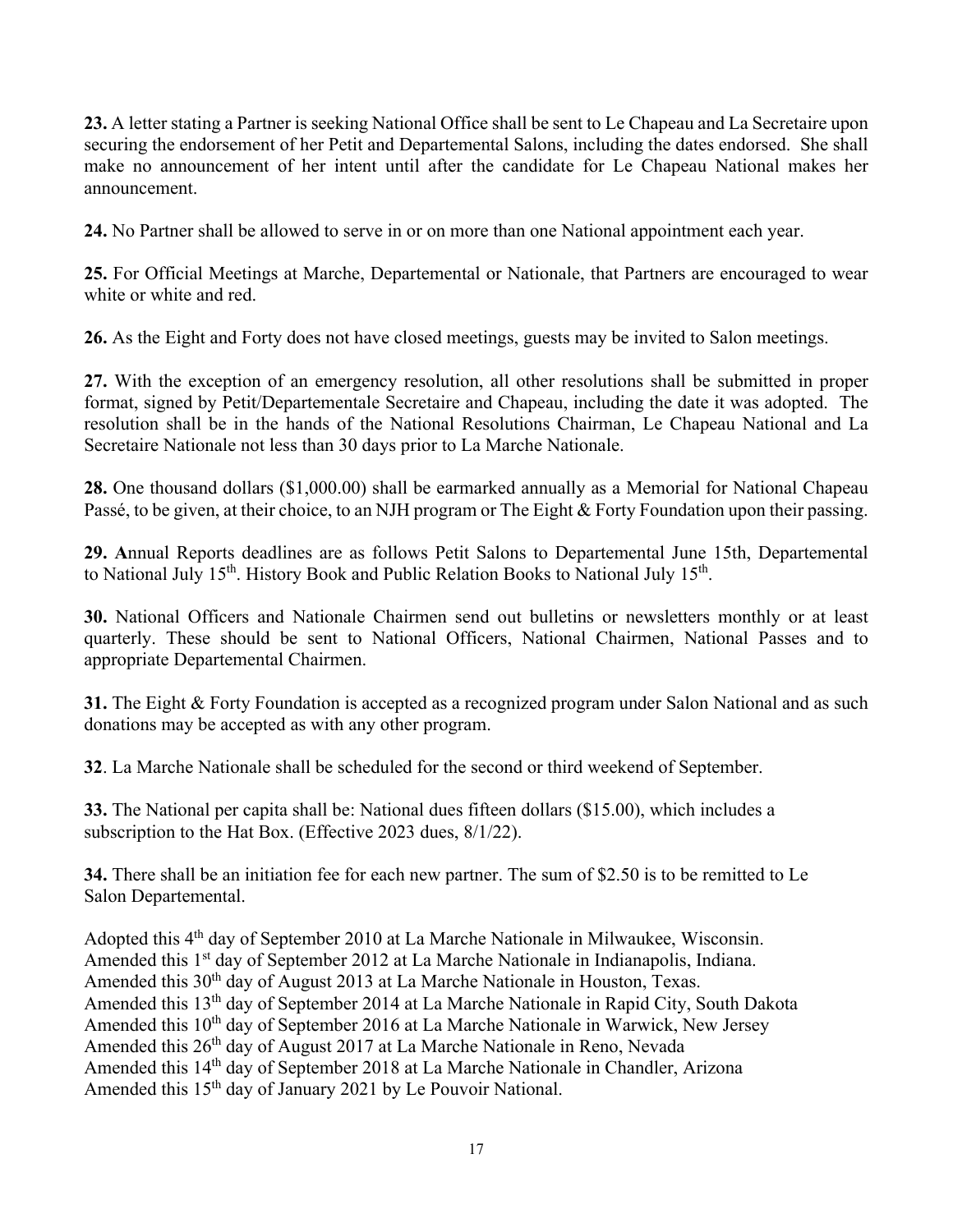**23.** A letter stating a Partner is seeking National Office shall be sent to Le Chapeau and La Secretaire upon securing the endorsement of her Petit and Departemental Salons, including the dates endorsed. She shall make no announcement of her intent until after the candidate for Le Chapeau National makes her announcement.

**24.** No Partner shall be allowed to serve in or on more than one National appointment each year.

**25.** For Official Meetings at Marche, Departemental or Nationale, that Partners are encouraged to wear white or white and red.

**26.** As the Eight and Forty does not have closed meetings, guests may be invited to Salon meetings.

**27.** With the exception of an emergency resolution, all other resolutions shall be submitted in proper format, signed by Petit/Departementale Secretaire and Chapeau, including the date it was adopted. The resolution shall be in the hands of the National Resolutions Chairman, Le Chapeau National and La Secretaire Nationale not less than 30 days prior to La Marche Nationale.

**28.** One thousand dollars ($1,000.00) shall be earmarked annually as a Memorial for National Chapeau Passé, to be given, at their choice, to an NJH program or The Eight & Forty Foundation upon their passing.

**29. A**nnual Reports deadlines are as follows Petit Salons to Departemental June 15th, Departemental to National July 15th. History Book and Public Relation Books to National July 15th.

**30.** National Officers and Nationale Chairmen send out bulletins or newsletters monthly or at least quarterly. These should be sent to National Officers, National Chairmen, National Passes and to appropriate Departemental Chairmen.

**31.** The Eight & Forty Foundation is accepted as a recognized program under Salon National and as such donations may be accepted as with any other program.

**32**. La Marche Nationale shall be scheduled for the second or third weekend of September.

**33.** The National per capita shall be: National dues fifteen dollars ($15.00), which includes a subscription to the Hat Box. (Effective 2023 dues, 8/1/22).

**34.** There shall be an initiation fee for each new partner. The sum of $2.50 is to be remitted to Le Salon Departemental.

Adopted this 4th day of September 2010 at La Marche Nationale in Milwaukee, Wisconsin.
Amended this 1st day of September 2012 at La Marche Nationale in Indianapolis, Indiana.
Amended this 30th day of August 2013 at La Marche Nationale in Houston, Texas.
Amended this 13th day of September 2014 at La Marche Nationale in Rapid City, South Dakota
Amended this 10th day of September 2016 at La Marche Nationale in Warwick, New Jersey
Amended this 26th day of August 2017 at La Marche Nationale in Reno, Nevada
Amended this 14th day of September 2018 at La Marche Nationale in Chandler, Arizona
Amended this 15th day of January 2021 by Le Pouvoir National.